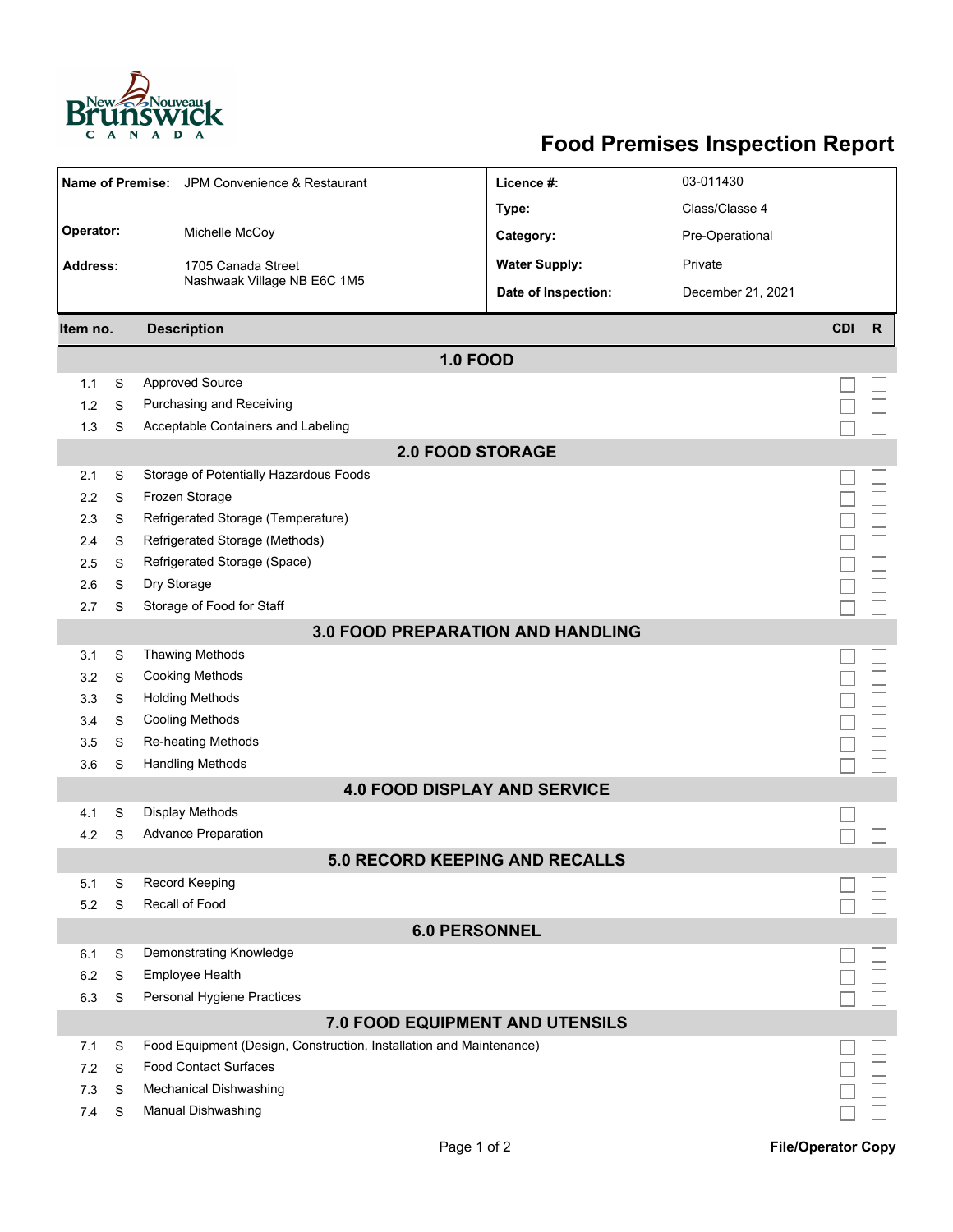# Food Premises Inspection Report

| | | | |
|---|---|---|---|
| **Name of Premise:** | JPM Convenience & Restaurant | **Licence #:** | 03-011430 |
| | | **Type:** | Class/Classe 4 |
| **Operator:** | Michelle McCoy | **Category:** | Pre-Operational |
| **Address:** | 1705 Canada Street Nashwaak Village NB E6C 1M5 | **Water Supply:** | Private |
| | | **Date of Inspection:** | December 21, 2021 |

| Item no. | | Description | CDI | R |
|---|---|---|---|---|
| **1.0 FOOD** | | | | |
| 1.1 | S | Approved Source | ☐ | ☐ |
| 1.2 | S | Purchasing and Receiving | ☐ | ☐ |
| 1.3 | S | Acceptable Containers and Labeling | ☐ | ☐ |
| **2.0 FOOD STORAGE** | | | | |
| 2.1 | S | Storage of Potentially Hazardous Foods | ☐ | ☐ |
| 2.2 | S | Frozen Storage | ☐ | ☐ |
| 2.3 | S | Refrigerated Storage (Temperature) | ☐ | ☐ |
| 2.4 | S | Refrigerated Storage (Methods) | ☐ | ☐ |
| 2.5 | S | Refrigerated Storage (Space) | ☐ | ☐ |
| 2.6 | S | Dry Storage | ☐ | ☐ |
| 2.7 | S | Storage of Food for Staff | ☐ | ☐ |
| **3.0 FOOD PREPARATION AND HANDLING** | | | | |
| 3.1 | S | Thawing Methods | ☐ | ☐ |
| 3.2 | S | Cooking Methods | ☐ | ☐ |
| 3.3 | S | Holding Methods | ☐ | ☐ |
| 3.4 | S | Cooling Methods | ☐ | ☐ |
| 3.5 | S | Re-heating Methods | ☐ | ☐ |
| 3.6 | S | Handling Methods | ☐ | ☐ |
| **4.0 FOOD DISPLAY AND SERVICE** | | | | |
| 4.1 | S | Display Methods | ☐ | ☐ |
| 4.2 | S | Advance Preparation | ☐ | ☐ |
| **5.0 RECORD KEEPING AND RECALLS** | | | | |
| 5.1 | S | Record Keeping | ☐ | ☐ |
| 5.2 | S | Recall of Food | ☐ | ☐ |
| **6.0 PERSONNEL** | | | | |
| 6.1 | S | Demonstrating Knowledge | ☐ | ☐ |
| 6.2 | S | Employee Health | ☐ | ☐ |
| 6.3 | S | Personal Hygiene Practices | ☐ | ☐ |
| **7.0 FOOD EQUIPMENT AND UTENSILS** | | | | |
| 7.1 | S | Food Equipment (Design, Construction, Installation and Maintenance) | ☐ | ☐ |
| 7.2 | S | Food Contact Surfaces | ☐ | ☐ |
| 7.3 | S | Mechanical Dishwashing | ☐ | ☐ |
| 7.4 | S | Manual Dishwashing | ☐ | ☐ |

**File/Operator Copy**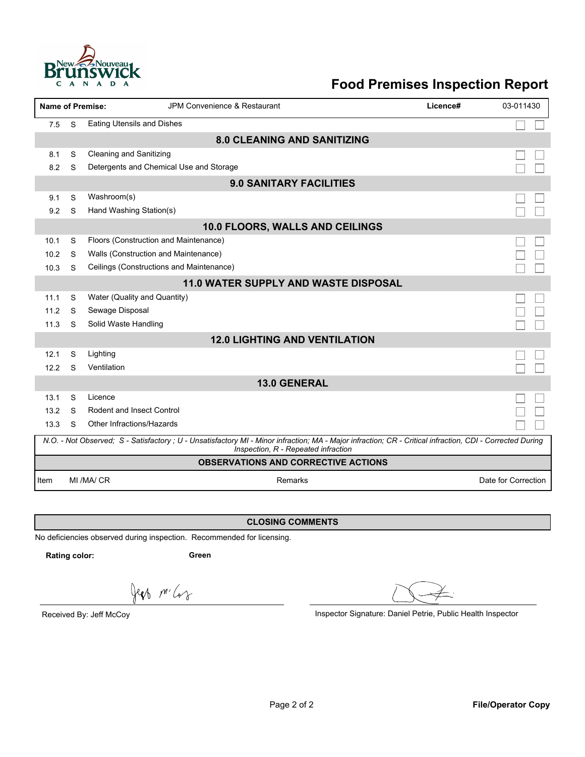# Food Premises Inspection Report

| Name of Premise: | JPM Convenience & Restaurant | Licence# | 03-011430 |
|---|---|---|---|

| | | | | |
|---|---|---|---|---|
| 7.5 | S | Eating Utensils and Dishes | ☐ | ☐ |
| **8.0 CLEANING AND SANITIZING** | | | | |
| 8.1 | S | Cleaning and Sanitizing | ☐ | ☐ |
| 8.2 | S | Detergents and Chemical Use and Storage | ☐ | ☐ |
| **9.0 SANITARY FACILITIES** | | | | |
| 9.1 | S | Washroom(s) | ☐ | ☐ |
| 9.2 | S | Hand Washing Station(s) | ☐ | ☐ |
| **10.0 FLOORS, WALLS AND CEILINGS** | | | | |
| 10.1 | S | Floors (Construction and Maintenance) | ☐ | ☐ |
| 10.2 | S | Walls (Construction and Maintenance) | ☐ | ☐ |
| 10.3 | S | Ceilings (Constructions and Maintenance) | ☐ | ☐ |
| **11.0 WATER SUPPLY AND WASTE DISPOSAL** | | | | |
| 11.1 | S | Water (Quality and Quantity) | ☐ | ☐ |
| 11.2 | S | Sewage Disposal | ☐ | ☐ |
| 11.3 | S | Solid Waste Handling | ☐ | ☐ |
| **12.0 LIGHTING AND VENTILATION** | | | | |
| 12.1 | S | Lighting | ☐ | ☐ |
| 12.2 | S | Ventilation | ☐ | ☐ |
| **13.0 GENERAL** | | | | |
| 13.1 | S | Licence | ☐ | ☐ |
| 13.2 | S | Rodent and Insect Control | ☐ | ☐ |
| 13.3 | S | Other Infractions/Hazards | ☐ | ☐ |

*N.O. - Not Observed; S - Satisfactory ; U - Unsatisfactory MI - Minor infraction; MA - Major infraction; CR - Critical infraction, CDI - Corrected During Inspection, R - Repeated infraction*

## OBSERVATIONS AND CORRECTIVE ACTIONS

| Item | MI /MA/ CR | Remarks | Date for Correction |
|---|---|---|---|

## CLOSING COMMENTS

No deficiencies observed during inspection. Recommended for licensing.

**Rating color:** **Green**

Received By: Jeff McCoy

Inspector Signature: Daniel Petrie, Public Health Inspector

**File/Operator Copy**